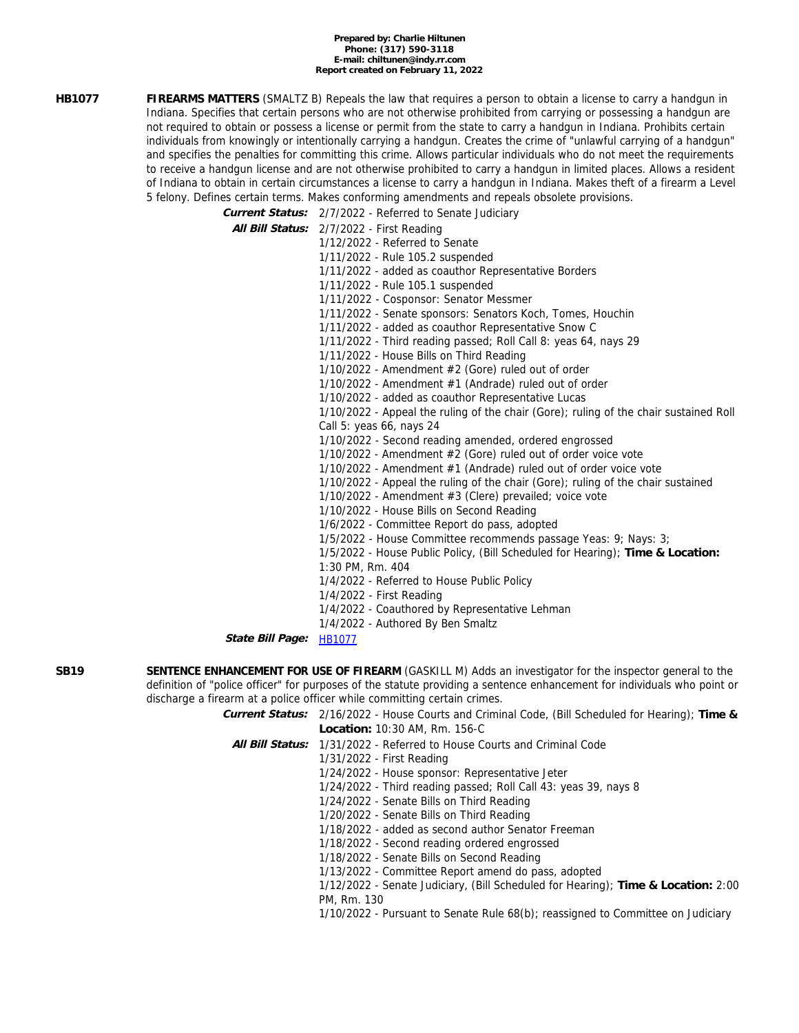**Prepared by: Charlie Hiltunen**
**Phone: (317) 590-3118**
**E-mail: chiltunen@indy.rr.com**
**Report created on February 11, 2022**

**HB1077** — **FIREARMS MATTERS** (SMALTZ B) Repeals the law that requires a person to obtain a license to carry a handgun in Indiana. Specifies that certain persons who are not otherwise prohibited from carrying or possessing a handgun are not required to obtain or possess a license or permit from the state to carry a handgun in Indiana. Prohibits certain individuals from knowingly or intentionally carrying a handgun. Creates the crime of "unlawful carrying of a handgun" and specifies the penalties for committing this crime. Allows particular individuals who do not meet the requirements to receive a handgun license and are not otherwise prohibited to carry a handgun in limited places. Allows a resident of Indiana to obtain in certain circumstances a license to carry a handgun in Indiana. Makes theft of a firearm a Level 5 felony. Defines certain terms. Makes conforming amendments and repeals obsolete provisions.

***Current Status:*** 2/7/2022 - Referred to Senate Judiciary

***All Bill Status:***
- 2/7/2022 - First Reading
- 1/12/2022 - Referred to Senate
- 1/11/2022 - Rule 105.2 suspended
- 1/11/2022 - added as coauthor Representative Borders
- 1/11/2022 - Rule 105.1 suspended
- 1/11/2022 - Cosponsor: Senator Messmer
- 1/11/2022 - Senate sponsors: Senators Koch, Tomes, Houchin
- 1/11/2022 - added as coauthor Representative Snow C
- 1/11/2022 - Third reading passed; Roll Call 8: yeas 64, nays 29
- 1/11/2022 - House Bills on Third Reading
- 1/10/2022 - Amendment #2 (Gore) ruled out of order
- 1/10/2022 - Amendment #1 (Andrade) ruled out of order
- 1/10/2022 - added as coauthor Representative Lucas
- 1/10/2022 - Appeal the ruling of the chair (Gore); ruling of the chair sustained Roll Call 5: yeas 66, nays 24
- 1/10/2022 - Second reading amended, ordered engrossed
- 1/10/2022 - Amendment #2 (Gore) ruled out of order voice vote
- 1/10/2022 - Amendment #1 (Andrade) ruled out of order voice vote
- 1/10/2022 - Appeal the ruling of the chair (Gore); ruling of the chair sustained
- 1/10/2022 - Amendment #3 (Clere) prevailed; voice vote
- 1/10/2022 - House Bills on Second Reading
- 1/6/2022 - Committee Report do pass, adopted
- 1/5/2022 - House Committee recommends passage Yeas: 9; Nays: 3;
- 1/5/2022 - House Public Policy, (Bill Scheduled for Hearing); **Time & Location:** 1:30 PM, Rm. 404
- 1/4/2022 - Referred to House Public Policy
- 1/4/2022 - First Reading
- 1/4/2022 - Coauthored by Representative Lehman
- 1/4/2022 - Authored By Ben Smaltz

***State Bill Page:*** HB1077

**SB19** — **SENTENCE ENHANCEMENT FOR USE OF FIREARM** (GASKILL M) Adds an investigator for the inspector general to the definition of "police officer" for purposes of the statute providing a sentence enhancement for individuals who point or discharge a firearm at a police officer while committing certain crimes.

***Current Status:*** 2/16/2022 - House Courts and Criminal Code, (Bill Scheduled for Hearing); **Time & Location:** 10:30 AM, Rm. 156-C

***All Bill Status:***
- 1/31/2022 - Referred to House Courts and Criminal Code
- 1/31/2022 - First Reading
- 1/24/2022 - House sponsor: Representative Jeter
- 1/24/2022 - Third reading passed; Roll Call 43: yeas 39, nays 8
- 1/24/2022 - Senate Bills on Third Reading
- 1/20/2022 - Senate Bills on Third Reading
- 1/18/2022 - added as second author Senator Freeman
- 1/18/2022 - Second reading ordered engrossed
- 1/18/2022 - Senate Bills on Second Reading
- 1/13/2022 - Committee Report amend do pass, adopted
- 1/12/2022 - Senate Judiciary, (Bill Scheduled for Hearing); **Time & Location:** 2:00 PM, Rm. 130
- 1/10/2022 - Pursuant to Senate Rule 68(b); reassigned to Committee on Judiciary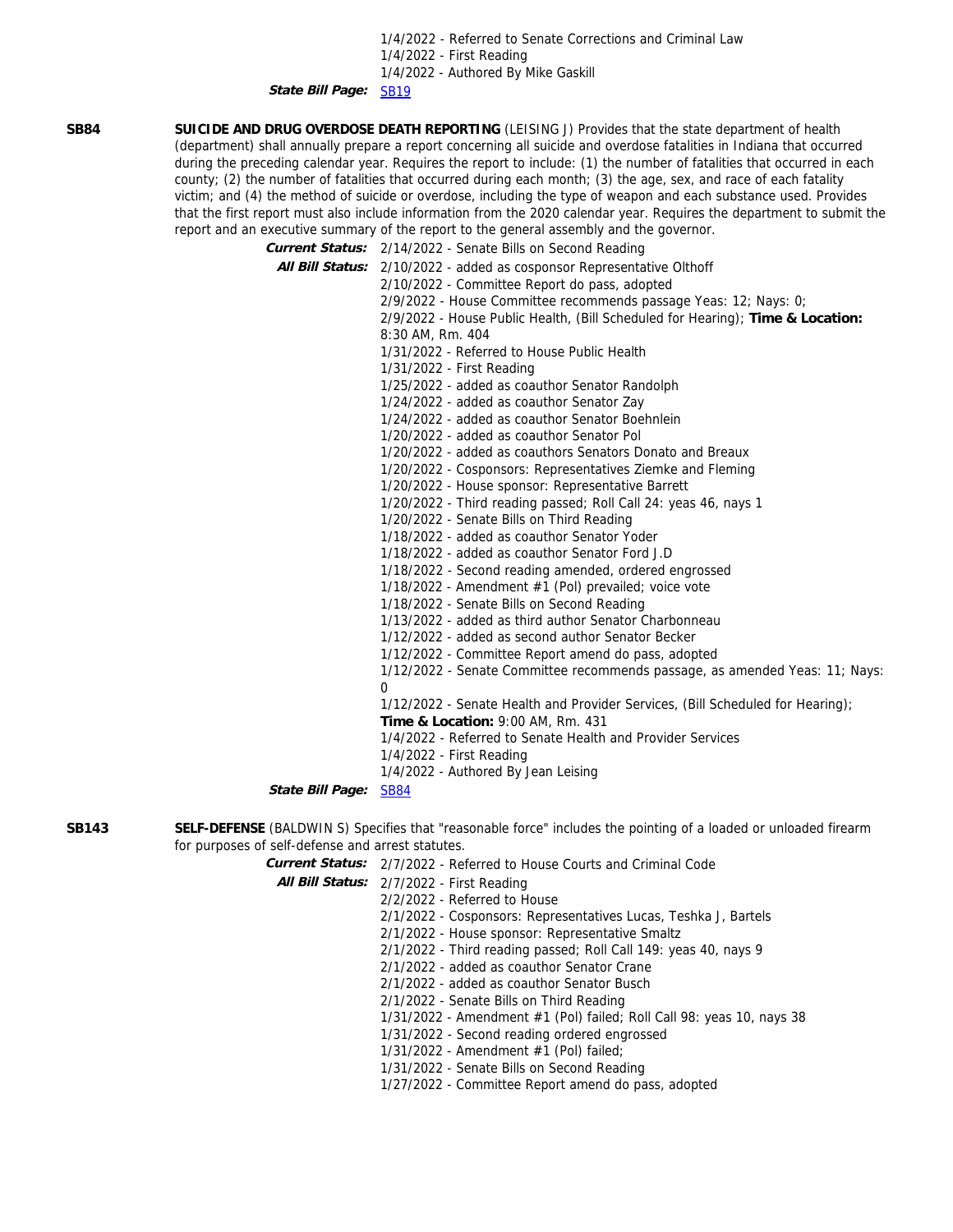1/4/2022 - Referred to Senate Corrections and Criminal Law
1/4/2022 - First Reading
1/4/2022 - Authored By Mike Gaskill

***State Bill Page:*** SB19

**SB84** **SUICIDE AND DRUG OVERDOSE DEATH REPORTING** (LEISING J) Provides that the state department of health (department) shall annually prepare a report concerning all suicide and overdose fatalities in Indiana that occurred during the preceding calendar year. Requires the report to include: (1) the number of fatalities that occurred in each county; (2) the number of fatalities that occurred during each month; (3) the age, sex, and race of each fatality victim; and (4) the method of suicide or overdose, including the type of weapon and each substance used. Provides that the first report must also include information from the 2020 calendar year. Requires the department to submit the report and an executive summary of the report to the general assembly and the governor.

***Current Status:*** 2/14/2022 - Senate Bills on Second Reading

***All Bill Status:***
2/10/2022 - added as cosponsor Representative Olthoff
2/10/2022 - Committee Report do pass, adopted
2/9/2022 - House Committee recommends passage Yeas: 12; Nays: 0;
2/9/2022 - House Public Health, (Bill Scheduled for Hearing); **Time & Location:** 8:30 AM, Rm. 404
1/31/2022 - Referred to House Public Health
1/31/2022 - First Reading
1/25/2022 - added as coauthor Senator Randolph
1/24/2022 - added as coauthor Senator Zay
1/24/2022 - added as coauthor Senator Boehnlein
1/20/2022 - added as coauthor Senator Pol
1/20/2022 - added as coauthors Senators Donato and Breaux
1/20/2022 - Cosponsors: Representatives Ziemke and Fleming
1/20/2022 - House sponsor: Representative Barrett
1/20/2022 - Third reading passed; Roll Call 24: yeas 46, nays 1
1/20/2022 - Senate Bills on Third Reading
1/18/2022 - added as coauthor Senator Yoder
1/18/2022 - added as coauthor Senator Ford J.D
1/18/2022 - Second reading amended, ordered engrossed
1/18/2022 - Amendment #1 (Pol) prevailed; voice vote
1/18/2022 - Senate Bills on Second Reading
1/13/2022 - added as third author Senator Charbonneau
1/12/2022 - added as second author Senator Becker
1/12/2022 - Committee Report amend do pass, adopted
1/12/2022 - Senate Committee recommends passage, as amended Yeas: 11; Nays: 0
1/12/2022 - Senate Health and Provider Services, (Bill Scheduled for Hearing); **Time & Location:** 9:00 AM, Rm. 431
1/4/2022 - Referred to Senate Health and Provider Services
1/4/2022 - First Reading
1/4/2022 - Authored By Jean Leising

***State Bill Page:*** SB84

**SB143** **SELF-DEFENSE** (BALDWIN S) Specifies that "reasonable force" includes the pointing of a loaded or unloaded firearm for purposes of self-defense and arrest statutes.

***Current Status:*** 2/7/2022 - Referred to House Courts and Criminal Code

***All Bill Status:***
2/7/2022 - First Reading
2/2/2022 - Referred to House
2/1/2022 - Cosponsors: Representatives Lucas, Teshka J, Bartels
2/1/2022 - House sponsor: Representative Smaltz
2/1/2022 - Third reading passed; Roll Call 149: yeas 40, nays 9
2/1/2022 - added as coauthor Senator Crane
2/1/2022 - added as coauthor Senator Busch
2/1/2022 - Senate Bills on Third Reading
1/31/2022 - Amendment #1 (Pol) failed; Roll Call 98: yeas 10, nays 38
1/31/2022 - Second reading ordered engrossed
1/31/2022 - Amendment #1 (Pol) failed;
1/31/2022 - Senate Bills on Second Reading
1/27/2022 - Committee Report amend do pass, adopted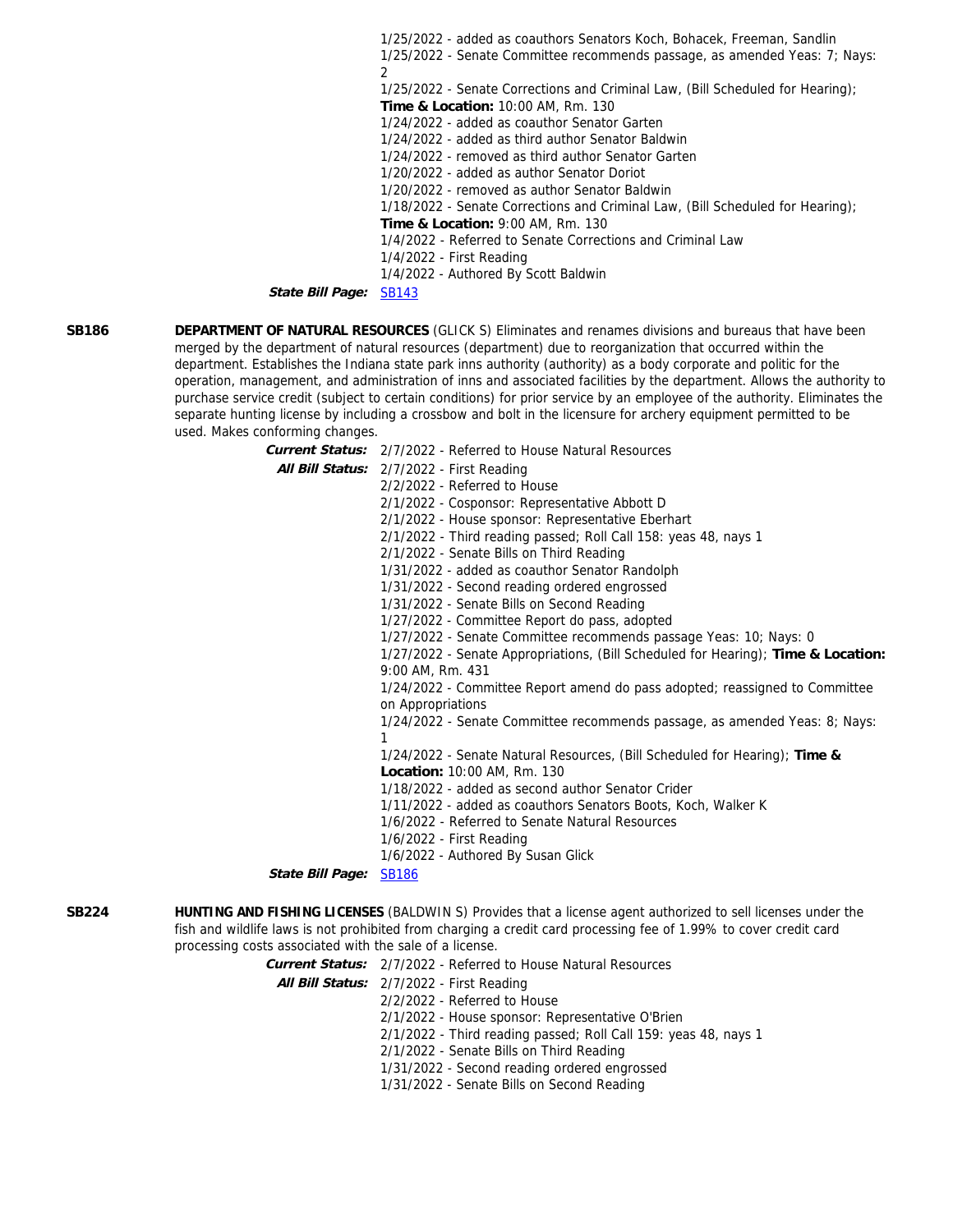1/25/2022 - added as coauthors Senators Koch, Bohacek, Freeman, Sandlin
1/25/2022 - Senate Committee recommends passage, as amended Yeas: 7; Nays: 2
1/25/2022 - Senate Corrections and Criminal Law, (Bill Scheduled for Hearing); **Time & Location:** 10:00 AM, Rm. 130
1/24/2022 - added as coauthor Senator Garten
1/24/2022 - added as third author Senator Baldwin
1/24/2022 - removed as third author Senator Garten
1/20/2022 - added as author Senator Doriot
1/20/2022 - removed as author Senator Baldwin
1/18/2022 - Senate Corrections and Criminal Law, (Bill Scheduled for Hearing); **Time & Location:** 9:00 AM, Rm. 130
1/4/2022 - Referred to Senate Corrections and Criminal Law
1/4/2022 - First Reading
1/4/2022 - Authored By Scott Baldwin

***State Bill Page:*** SB143

**SB186** **DEPARTMENT OF NATURAL RESOURCES** (GLICK S) Eliminates and renames divisions and bureaus that have been merged by the department of natural resources (department) due to reorganization that occurred within the department. Establishes the Indiana state park inns authority (authority) as a body corporate and politic for the operation, management, and administration of inns and associated facilities by the department. Allows the authority to purchase service credit (subject to certain conditions) for prior service by an employee of the authority. Eliminates the separate hunting license by including a crossbow and bolt in the licensure for archery equipment permitted to be used. Makes conforming changes.

***Current Status:*** 2/7/2022 - Referred to House Natural Resources

***All Bill Status:*** 2/7/2022 - First Reading
2/2/2022 - Referred to House
2/1/2022 - Cosponsor: Representative Abbott D
2/1/2022 - House sponsor: Representative Eberhart
2/1/2022 - Third reading passed; Roll Call 158: yeas 48, nays 1
2/1/2022 - Senate Bills on Third Reading
1/31/2022 - added as coauthor Senator Randolph
1/31/2022 - Second reading ordered engrossed
1/31/2022 - Senate Bills on Second Reading
1/27/2022 - Committee Report do pass, adopted
1/27/2022 - Senate Committee recommends passage Yeas: 10; Nays: 0
1/27/2022 - Senate Appropriations, (Bill Scheduled for Hearing); **Time & Location:** 9:00 AM, Rm. 431
1/24/2022 - Committee Report amend do pass adopted; reassigned to Committee on Appropriations
1/24/2022 - Senate Committee recommends passage, as amended Yeas: 8; Nays: 1
1/24/2022 - Senate Natural Resources, (Bill Scheduled for Hearing); **Time & Location:** 10:00 AM, Rm. 130
1/18/2022 - added as second author Senator Crider
1/11/2022 - added as coauthors Senators Boots, Koch, Walker K
1/6/2022 - Referred to Senate Natural Resources
1/6/2022 - First Reading
1/6/2022 - Authored By Susan Glick

***State Bill Page:*** SB186

**SB224** **HUNTING AND FISHING LICENSES** (BALDWIN S) Provides that a license agent authorized to sell licenses under the fish and wildlife laws is not prohibited from charging a credit card processing fee of 1.99% to cover credit card processing costs associated with the sale of a license.

***Current Status:*** 2/7/2022 - Referred to House Natural Resources

***All Bill Status:*** 2/7/2022 - First Reading
2/2/2022 - Referred to House
2/1/2022 - House sponsor: Representative O'Brien
2/1/2022 - Third reading passed; Roll Call 159: yeas 48, nays 1
2/1/2022 - Senate Bills on Third Reading
1/31/2022 - Second reading ordered engrossed
1/31/2022 - Senate Bills on Second Reading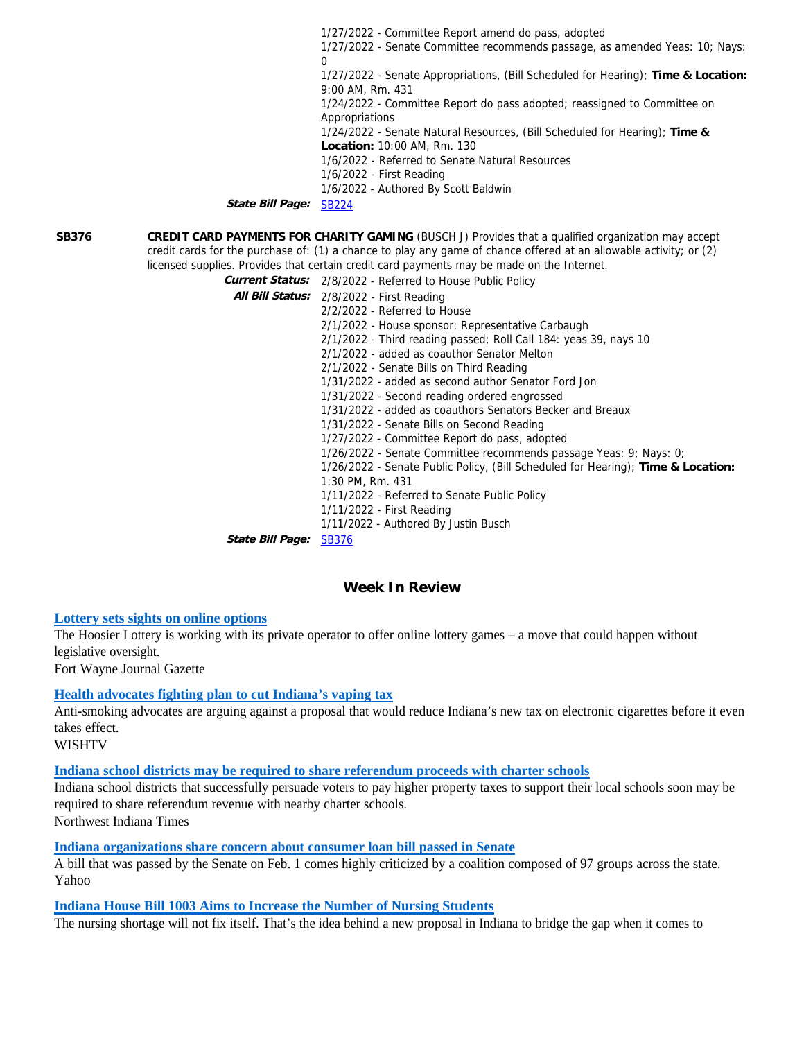1/27/2022 - Committee Report amend do pass, adopted
1/27/2022 - Senate Committee recommends passage, as amended Yeas: 10; Nays: 0
1/27/2022 - Senate Appropriations, (Bill Scheduled for Hearing); **Time & Location:** 9:00 AM, Rm. 431
1/24/2022 - Committee Report do pass adopted; reassigned to Committee on Appropriations
1/24/2022 - Senate Natural Resources, (Bill Scheduled for Hearing); **Time & Location:** 10:00 AM, Rm. 130
1/6/2022 - Referred to Senate Natural Resources
1/6/2022 - First Reading
1/6/2022 - Authored By Scott Baldwin

***State Bill Page:*** [SB224]

**SB376** **CREDIT CARD PAYMENTS FOR CHARITY GAMING** (BUSCH J) Provides that a qualified organization may accept credit cards for the purchase of: (1) a chance to play any game of chance offered at an allowable activity; or (2) licensed supplies. Provides that certain credit card payments may be made on the Internet.

***Current Status:*** 2/8/2022 - Referred to House Public Policy

***All Bill Status:***
2/8/2022 - First Reading
2/2/2022 - Referred to House
2/1/2022 - House sponsor: Representative Carbaugh
2/1/2022 - Third reading passed; Roll Call 184: yeas 39, nays 10
2/1/2022 - added as coauthor Senator Melton
2/1/2022 - Senate Bills on Third Reading
1/31/2022 - added as second author Senator Ford Jon
1/31/2022 - Second reading ordered engrossed
1/31/2022 - added as coauthors Senators Becker and Breaux
1/31/2022 - Senate Bills on Second Reading
1/27/2022 - Committee Report do pass, adopted
1/26/2022 - Senate Committee recommends passage Yeas: 9; Nays: 0;
1/26/2022 - Senate Public Policy, (Bill Scheduled for Hearing); **Time & Location:** 1:30 PM, Rm. 431
1/11/2022 - Referred to Senate Public Policy
1/11/2022 - First Reading
1/11/2022 - Authored By Justin Busch

***State Bill Page:*** [SB376]

## Week In Review

**[Lottery sets sights on online options]**
The Hoosier Lottery is working with its private operator to offer online lottery games – a move that could happen without legislative oversight.
Fort Wayne Journal Gazette

**[Health advocates fighting plan to cut Indiana's vaping tax]**
Anti-smoking advocates are arguing against a proposal that would reduce Indiana's new tax on electronic cigarettes before it even takes effect.
WISHTV

**[Indiana school districts may be required to share referendum proceeds with charter schools]**
Indiana school districts that successfully persuade voters to pay higher property taxes to support their local schools soon may be required to share referendum revenue with nearby charter schools.
Northwest Indiana Times

**[Indiana organizations share concern about consumer loan bill passed in Senate]**
A bill that was passed by the Senate on Feb. 1 comes highly criticized by a coalition composed of 97 groups across the state.
Yahoo

**[Indiana House Bill 1003 Aims to Increase the Number of Nursing Students]**
The nursing shortage will not fix itself. That's the idea behind a new proposal in Indiana to bridge the gap when it comes to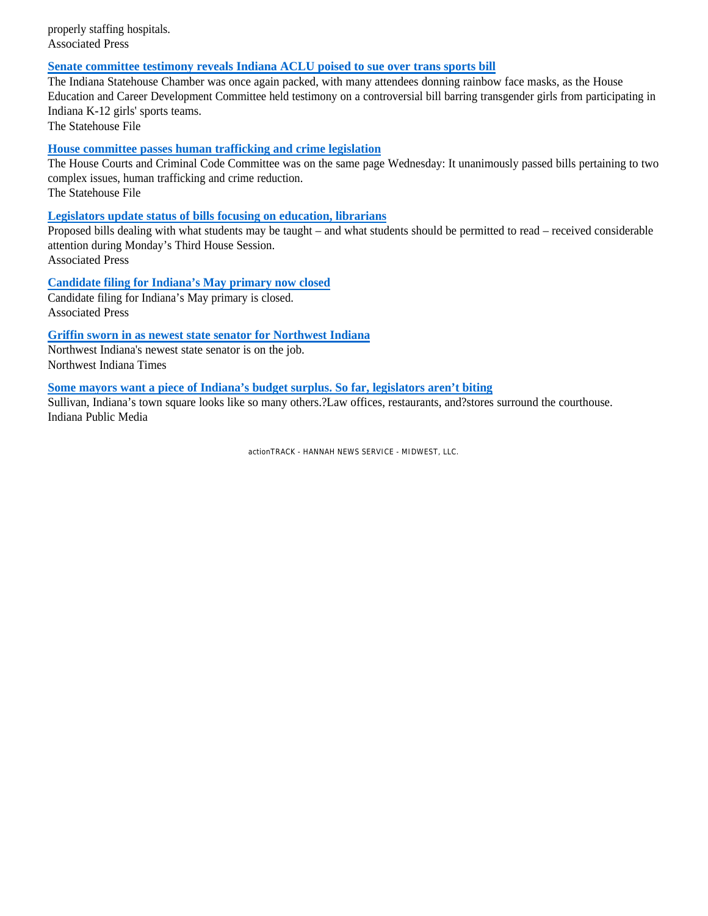properly staffing hospitals.
Associated Press

**[Senate committee testimony reveals Indiana ACLU poised to sue over trans sports bill]()**

The Indiana Statehouse Chamber was once again packed, with many attendees donning rainbow face masks, as the House Education and Career Development Committee held testimony on a controversial bill barring transgender girls from participating in Indiana K-12 girls' sports teams.
The Statehouse File

**[House committee passes human trafficking and crime legislation]()**

The House Courts and Criminal Code Committee was on the same page Wednesday: It unanimously passed bills pertaining to two complex issues, human trafficking and crime reduction.
The Statehouse File

**[Legislators update status of bills focusing on education, librarians]()**

Proposed bills dealing with what students may be taught – and what students should be permitted to read – received considerable attention during Monday's Third House Session.
Associated Press

**[Candidate filing for Indiana's May primary now closed]()**

Candidate filing for Indiana's May primary is closed.
Associated Press

**[Griffin sworn in as newest state senator for Northwest Indiana]()**

Northwest Indiana's newest state senator is on the job.
Northwest Indiana Times

**[Some mayors want a piece of Indiana's budget surplus. So far, legislators aren't biting]()**

Sullivan, Indiana's town square looks like so many others.?Law offices, restaurants, and?stores surround the courthouse.
Indiana Public Media